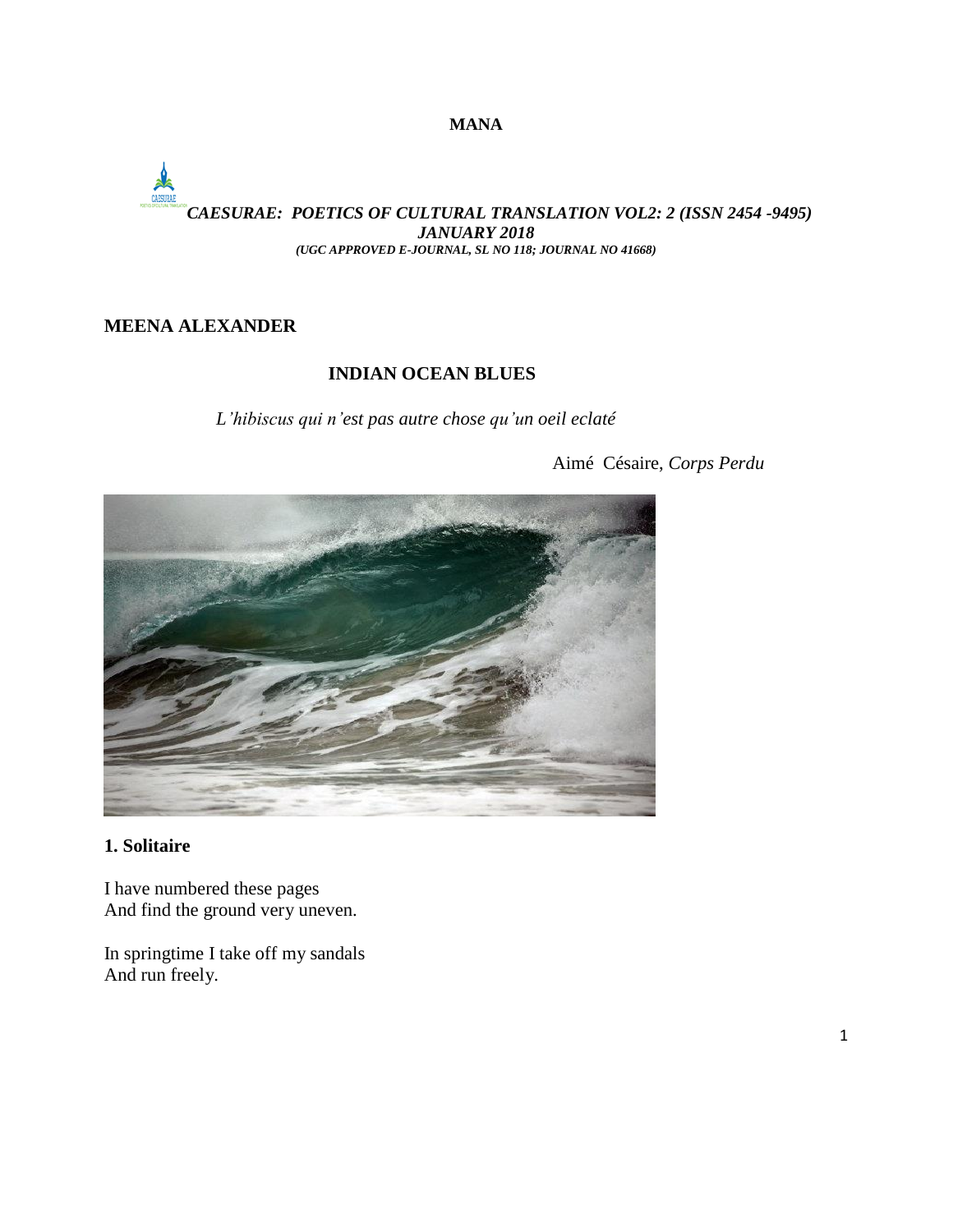**MANA**

*CAESURAE: POETICS OF CULTURAL TRANSLATION VOL2: 2 (ISSN 2454 -9495)*
*JANUARY 2018*
*(UGC APPROVED E-JOURNAL, SL NO 118; JOURNAL NO 41668)*

## MEENA ALEXANDER

# INDIAN OCEAN BLUES

*L'hibiscus qui n'est pas autre chose qu'un oeil eclaté*

Aimé Césaire, *Corps Perdu*

### 1. Solitaire

I have numbered these pages
And find the ground very uneven.

In springtime I take off my sandals
And run freely.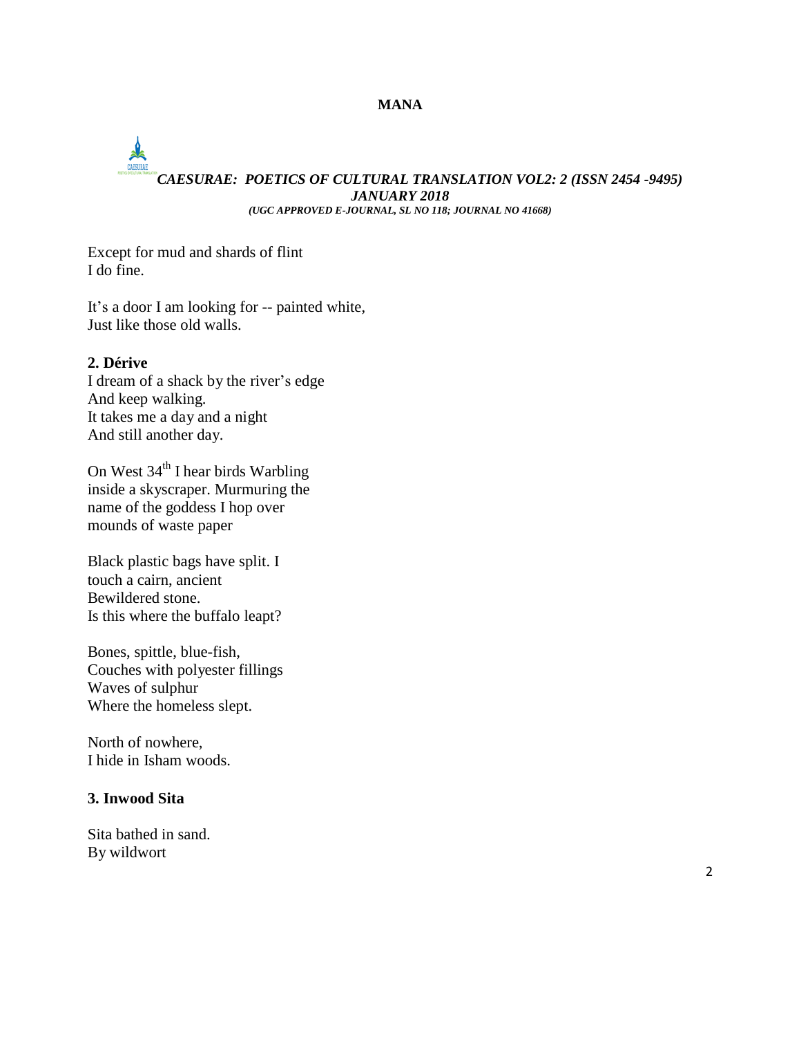Except for mud and shards of flint
I do fine.

It's a door I am looking for -- painted white,
Just like those old walls.

### 2. Dérive

I dream of a shack by the river's edge
And keep walking.
It takes me a day and a night
And still another day.

On West 34th I hear birds Warbling
inside a skyscraper. Murmuring the
name of the goddess I hop over
mounds of waste paper

Black plastic bags have split. I
touch a cairn, ancient
Bewildered stone.
Is this where the buffalo leapt?

Bones, spittle, blue-fish,
Couches with polyester fillings
Waves of sulphur
Where the homeless slept.

North of nowhere,
I hide in Isham woods.

### 3. Inwood Sita

Sita bathed in sand.
By wildwort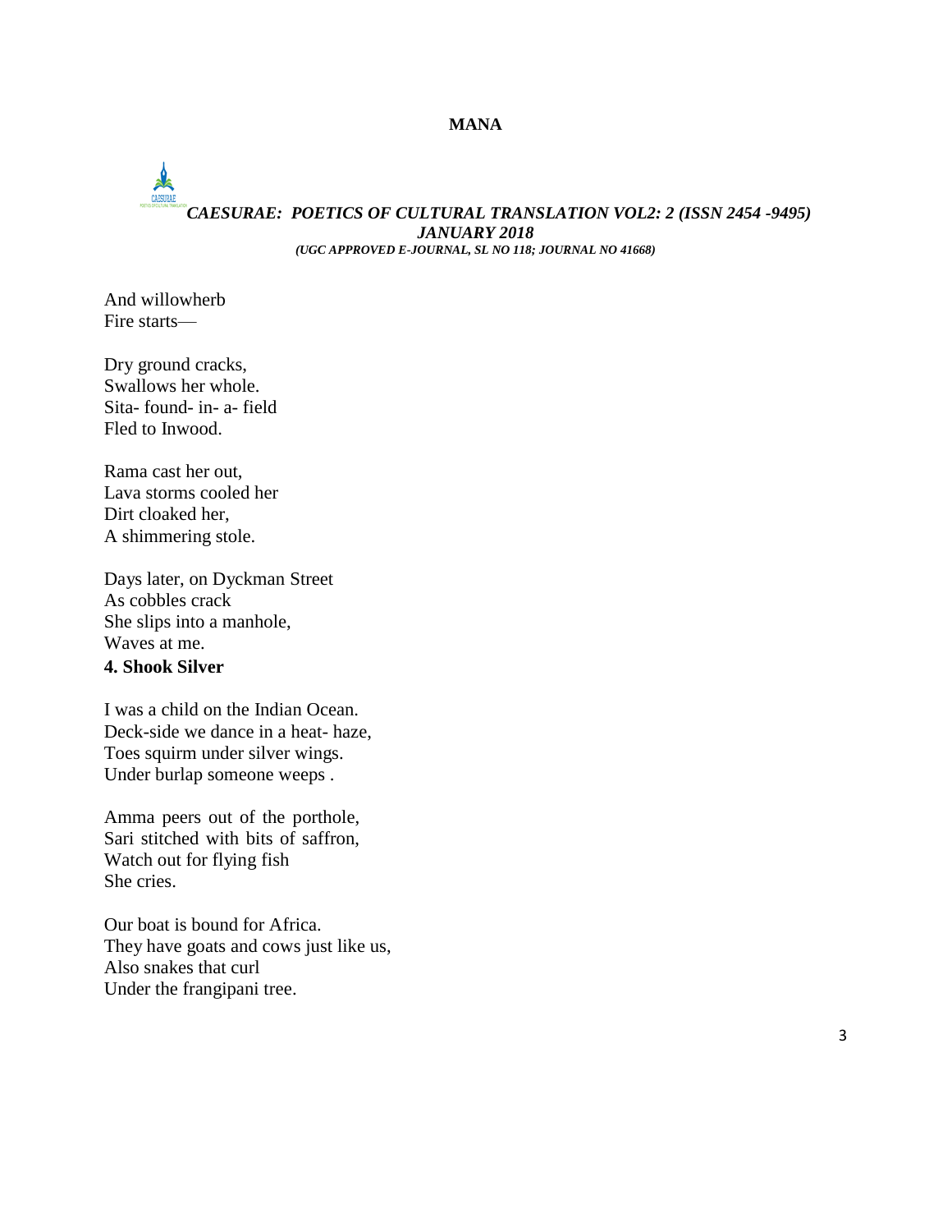And willowherb  
Fire starts—

Dry ground cracks,  
Swallows her whole.  
Sita- found- in- a- field  
Fled to Inwood.

Rama cast her out,  
Lava storms cooled her  
Dirt cloaked her,  
A shimmering stole.

Days later, on Dyckman Street  
As cobbles crack  
She slips into a manhole,  
Waves at me.

**4. Shook Silver**

I was a child on the Indian Ocean.  
Deck-side we dance in a heat- haze,  
Toes squirm under silver wings.  
Under burlap someone weeps .

Amma peers out of the porthole,  
Sari stitched with bits of saffron,  
Watch out for flying fish  
She cries.

Our boat is bound for Africa.  
They have goats and cows just like us,  
Also snakes that curl  
Under the frangipani tree.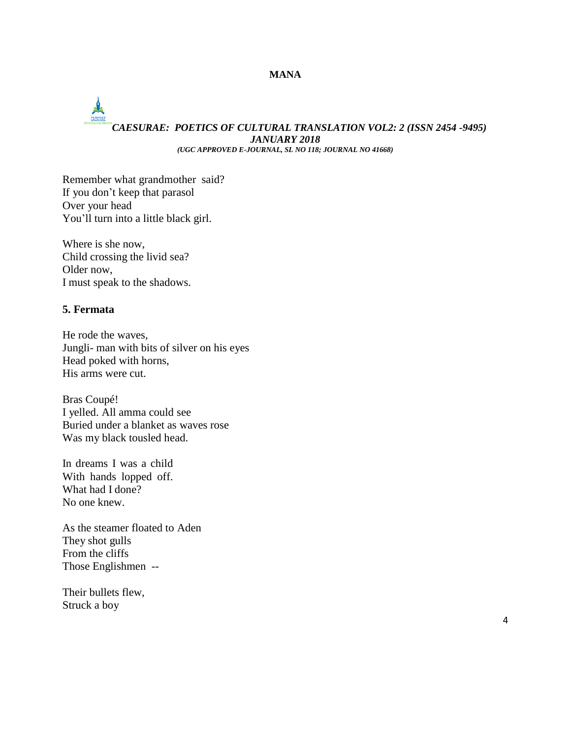Remember what grandmother said?
If you don't keep that parasol
Over your head
You'll turn into a little black girl.

Where is she now,
Child crossing the livid sea?
Older now,
I must speak to the shadows.

### 5. Fermata

He rode the waves,
Jungli- man with bits of silver on his eyes
Head poked with horns,
His arms were cut.

Bras Coupé!
I yelled. All amma could see
Buried under a blanket as waves rose
Was my black tousled head.

In dreams I was a child
With hands lopped off.
What had I done?
No one knew.

As the steamer floated to Aden
They shot gulls
From the cliffs
Those Englishmen --

Their bullets flew,
Struck a boy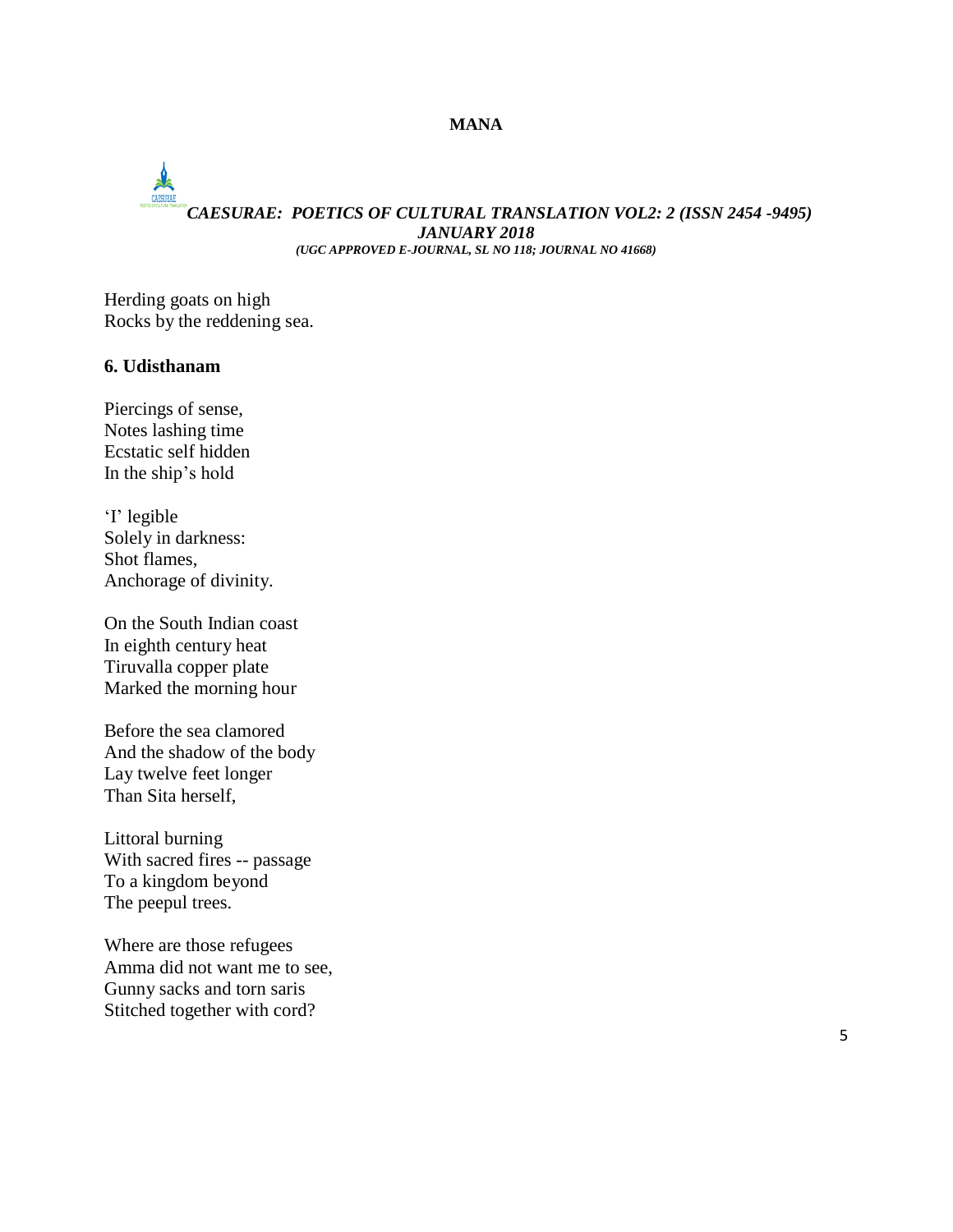Herding goats on high
Rocks by the reddening sea.

### 6. Udisthanam

Piercings of sense,
Notes lashing time
Ecstatic self hidden
In the ship's hold

'I' legible
Solely in darkness:
Shot flames,
Anchorage of divinity.

On the South Indian coast
In eighth century heat
Tiruvalla copper plate
Marked the morning hour

Before the sea clamored
And the shadow of the body
Lay twelve feet longer
Than Sita herself,

Littoral burning
With sacred fires -- passage
To a kingdom beyond
The peepul trees.

Where are those refugees
Amma did not want me to see,
Gunny sacks and torn saris
Stitched together with cord?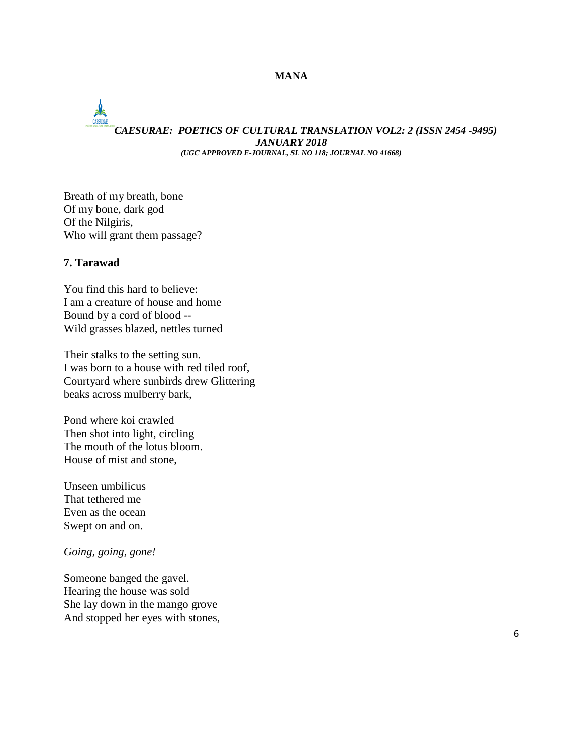Breath of my breath, bone
Of my bone, dark god
Of the Nilgiris,
Who will grant them passage?

## 7. Tarawad

You find this hard to believe:
I am a creature of house and home
Bound by a cord of blood --
Wild grasses blazed, nettles turned

Their stalks to the setting sun.
I was born to a house with red tiled roof,
Courtyard where sunbirds drew Glittering
beaks across mulberry bark,

Pond where koi crawled
Then shot into light, circling
The mouth of the lotus bloom.
House of mist and stone,

Unseen umbilicus
That tethered me
Even as the ocean
Swept on and on.

*Going, going, gone!*

Someone banged the gavel.
Hearing the house was sold
She lay down in the mango grove
And stopped her eyes with stones,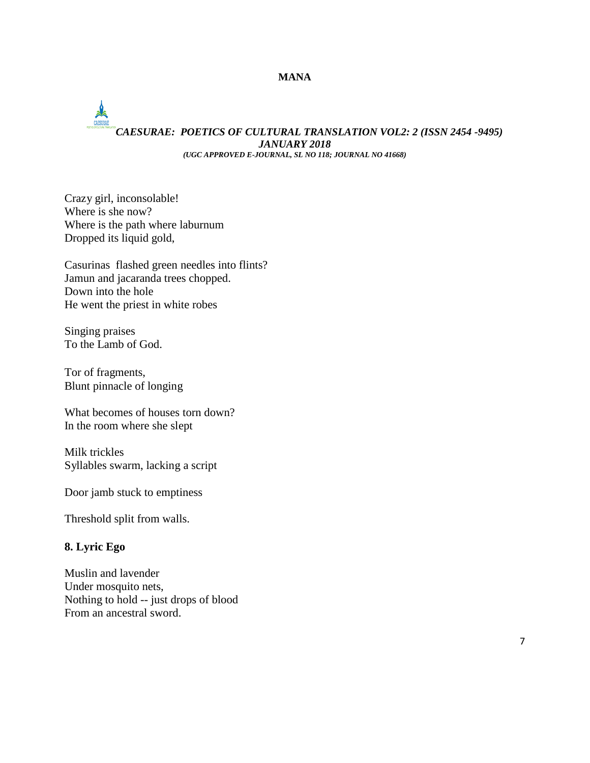Crazy girl, inconsolable!  
Where is she now?  
Where is the path where laburnum  
Dropped its liquid gold,

Casurinas flashed green needles into flints?  
Jamun and jacaranda trees chopped.  
Down into the hole  
He went the priest in white robes

Singing praises  
To the Lamb of God.

Tor of fragments,  
Blunt pinnacle of longing

What becomes of houses torn down?  
In the room where she slept

Milk trickles  
Syllables swarm, lacking a script

Door jamb stuck to emptiness

Threshold split from walls.

### 8. Lyric Ego

Muslin and lavender  
Under mosquito nets,  
Nothing to hold -- just drops of blood  
From an ancestral sword.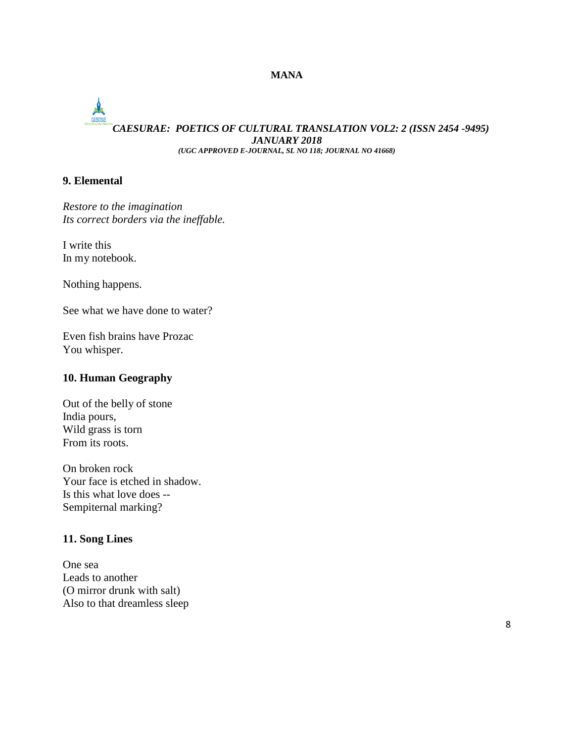### 9. Elemental

*Restore to the imagination*  
*Its correct borders via the ineffable.*

I write this  
In my notebook.

Nothing happens.

See what we have done to water?

Even fish brains have Prozac  
You whisper.

### 10. Human Geography

Out of the belly of stone  
India pours,  
Wild grass is torn  
From its roots.

On broken rock  
Your face is etched in shadow.  
Is this what love does --  
Sempiternal marking?

### 11. Song Lines

One sea  
Leads to another  
(O mirror drunk with salt)  
Also to that dreamless sleep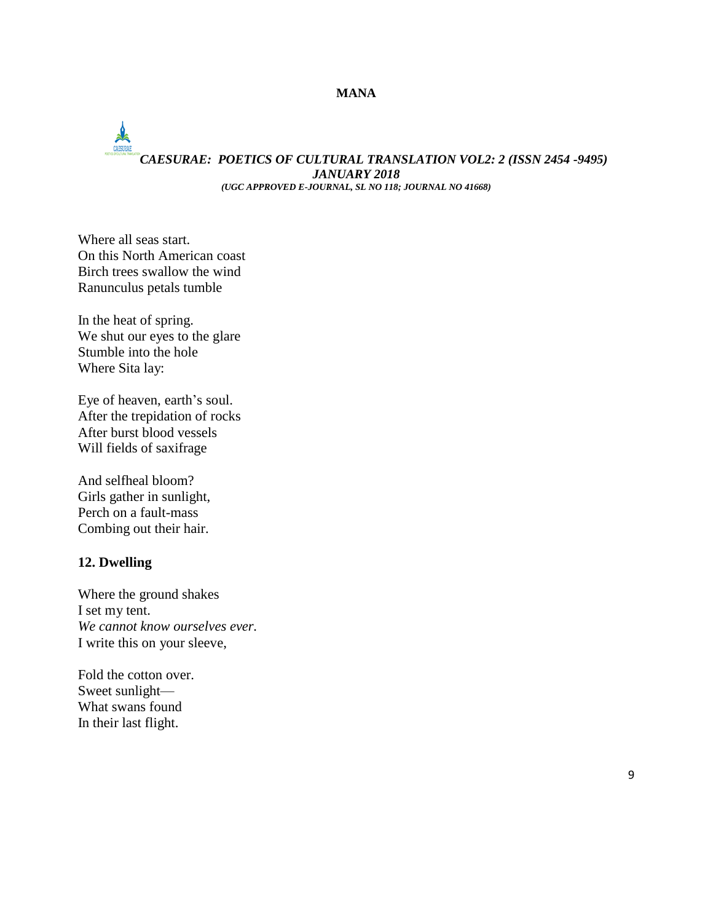Where all seas start.
On this North American coast
Birch trees swallow the wind
Ranunculus petals tumble

In the heat of spring.
We shut our eyes to the glare
Stumble into the hole
Where Sita lay:

Eye of heaven, earth's soul.
After the trepidation of rocks
After burst blood vessels
Will fields of saxifrage

And selfheal bloom?
Girls gather in sunlight,
Perch on a fault-mass
Combing out their hair.

### 12. Dwelling

Where the ground shakes
I set my tent.
*We cannot know ourselves ever.*
I write this on your sleeve,

Fold the cotton over.
Sweet sunlight—
What swans found
In their last flight.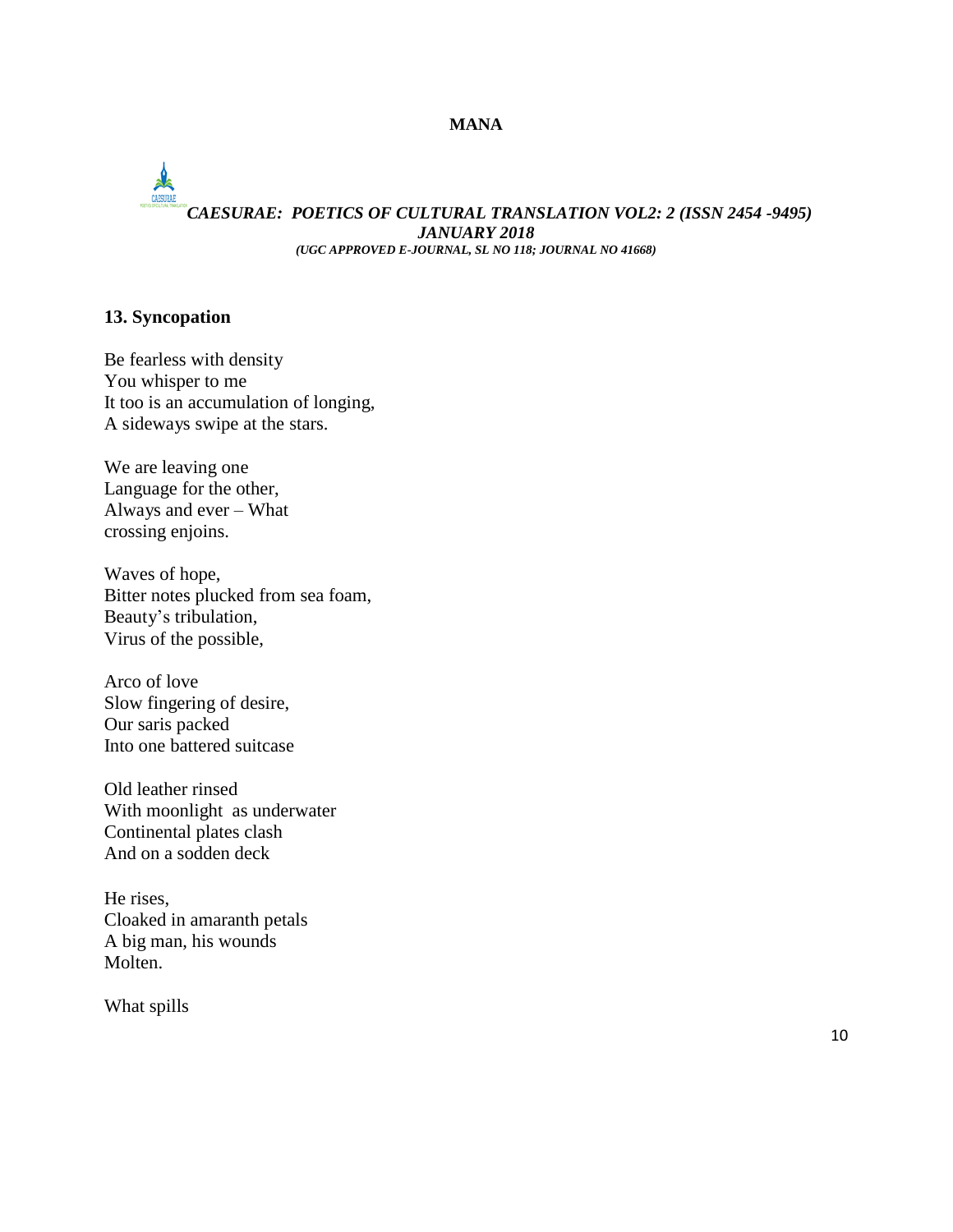### 13. Syncopation

Be fearless with density  
You whisper to me  
It too is an accumulation of longing,  
A sideways swipe at the stars.

We are leaving one  
Language for the other,  
Always and ever – What  
crossing enjoins.

Waves of hope,  
Bitter notes plucked from sea foam,  
Beauty's tribulation,  
Virus of the possible,

Arco of love  
Slow fingering of desire,  
Our saris packed  
Into one battered suitcase

Old leather rinsed  
With moonlight as underwater  
Continental plates clash  
And on a sodden deck

He rises,  
Cloaked in amaranth petals  
A big man, his wounds  
Molten.

What spills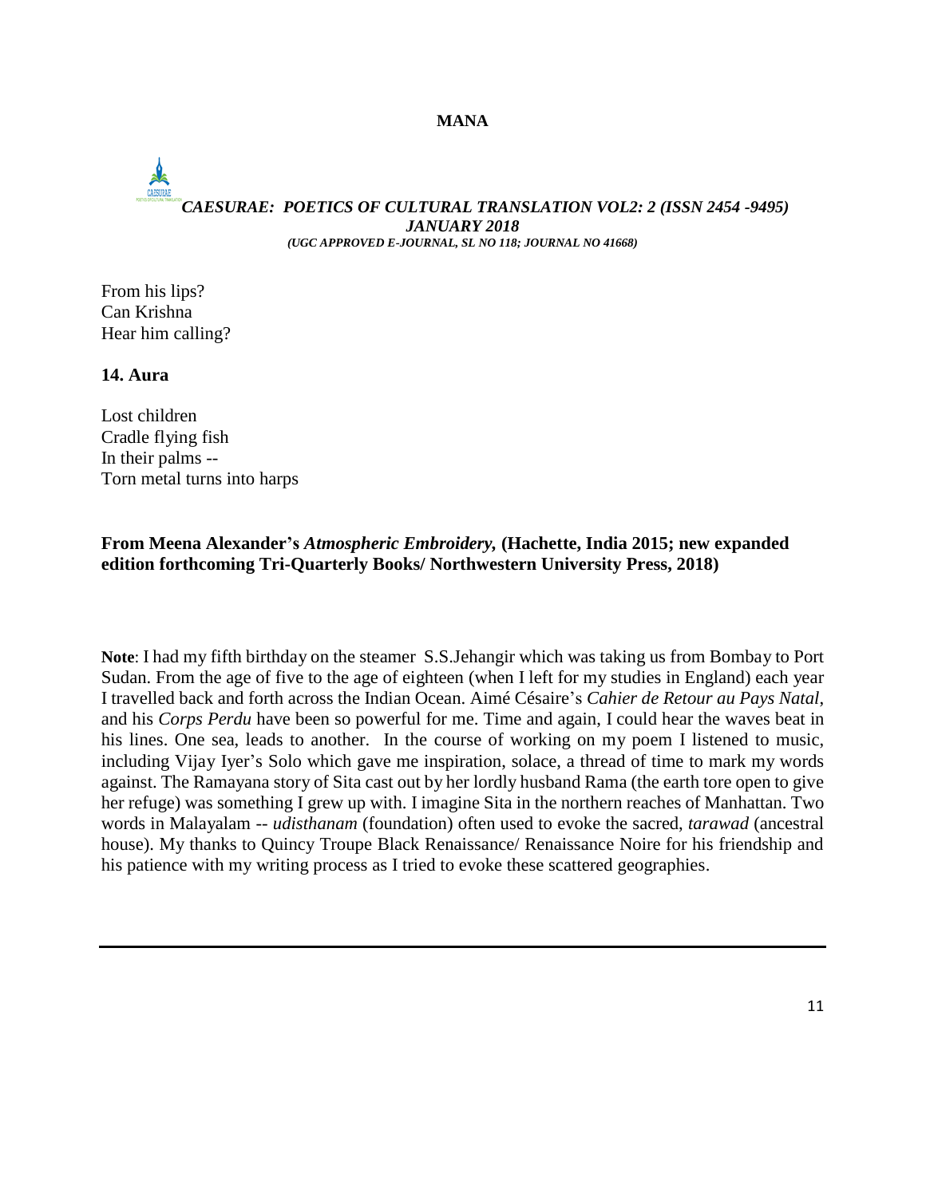From his lips?
Can Krishna
Hear him calling?

**14. Aura**

Lost children
Cradle flying fish
In their palms --
Torn metal turns into harps

**From Meena Alexander's *Atmospheric Embroidery,* (Hachette, India 2015; new expanded edition forthcoming Tri-Quarterly Books/ Northwestern University Press, 2018)**

**Note**: I had my fifth birthday on the steamer S.S.Jehangir which was taking us from Bombay to Port Sudan. From the age of five to the age of eighteen (when I left for my studies in England) each year I travelled back and forth across the Indian Ocean. Aimé Césaire's *Cahier de Retour au Pays Natal*, and his *Corps Perdu* have been so powerful for me. Time and again, I could hear the waves beat in his lines. One sea, leads to another. In the course of working on my poem I listened to music, including Vijay Iyer's Solo which gave me inspiration, solace, a thread of time to mark my words against. The Ramayana story of Sita cast out by her lordly husband Rama (the earth tore open to give her refuge) was something I grew up with. I imagine Sita in the northern reaches of Manhattan. Two words in Malayalam -- *udisthanam* (foundation) often used to evoke the sacred, *tarawad* (ancestral house). My thanks to Quincy Troupe Black Renaissance/ Renaissance Noire for his friendship and his patience with my writing process as I tried to evoke these scattered geographies.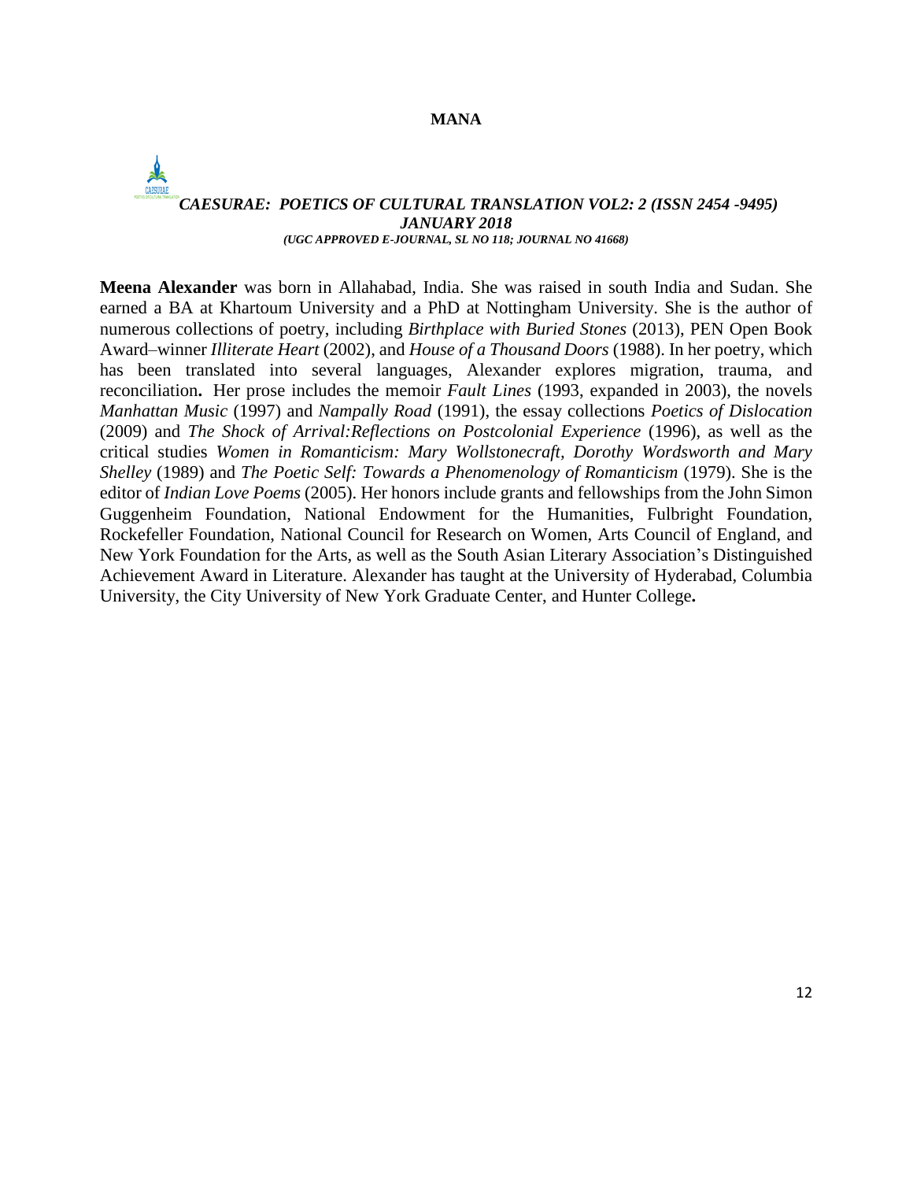**Meena Alexander** was born in Allahabad, India. She was raised in south India and Sudan. She earned a BA at Khartoum University and a PhD at Nottingham University. She is the author of numerous collections of poetry, including *Birthplace with Buried Stones* (2013), PEN Open Book Award–winner *Illiterate Heart* (2002), and *House of a Thousand Doors* (1988). In her poetry, which has been translated into several languages, Alexander explores migration, trauma, and reconciliation**.** Her prose includes the memoir *Fault Lines* (1993, expanded in 2003), the novels *Manhattan Music* (1997) and *Nampally Road* (1991), the essay collections *Poetics of Dislocation* (2009) and *The Shock of Arrival:Reflections on Postcolonial Experience* (1996), as well as the critical studies *Women in Romanticism: Mary Wollstonecraft, Dorothy Wordsworth and Mary Shelley* (1989) and *The Poetic Self: Towards a Phenomenology of Romanticism* (1979). She is the editor of *Indian Love Poems* (2005). Her honors include grants and fellowships from the John Simon Guggenheim Foundation, National Endowment for the Humanities, Fulbright Foundation, Rockefeller Foundation, National Council for Research on Women, Arts Council of England, and New York Foundation for the Arts, as well as the South Asian Literary Association's Distinguished Achievement Award in Literature. Alexander has taught at the University of Hyderabad, Columbia University, the City University of New York Graduate Center, and Hunter College**.**